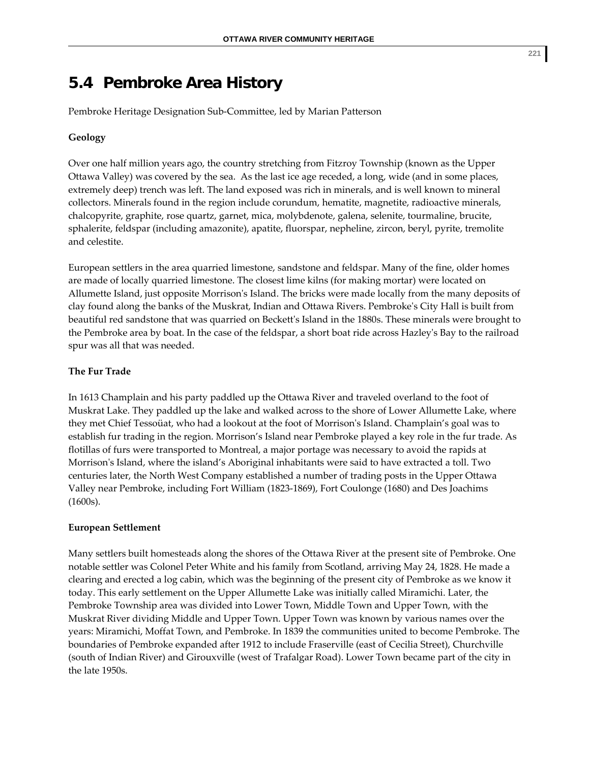# 5.4 Pembroke Area History

Pembroke Heritage Designation Sub-Committee, led by Marian Patterson

**Geology**

Over one half million years ago, the country stretching from Fitzroy Township (known as the Upper Ottawa Valley) was covered by the sea. As the last ice age receded, a long, wide (and in some places, extremely deep) trench was left. The land exposed was rich in minerals, and is well known to mineral collectors. Minerals found in the region include corundum, hematite, magnetite, radioactive minerals, chalcopyrite, graphite, rose quartz, garnet, mica, molybdenote, galena, selenite, tourmaline, brucite, sphalerite, feldspar (including amazonite), apatite, fluorspar, nepheline, zircon, beryl, pyrite, tremolite and celestite.

European settlers in the area quarried limestone, sandstone and feldspar. Many of the fine, older homes are made of locally quarried limestone. The closest lime kilns (for making mortar) were located on Allumette Island, just opposite Morrison's Island. The bricks were made locally from the many deposits of clay found along the banks of the Muskrat, Indian and Ottawa Rivers. Pembroke's City Hall is built from beautiful red sandstone that was quarried on Beckett's Island in the 1880s. These minerals were brought to the Pembroke area by boat. In the case of the feldspar, a short boat ride across Hazley's Bay to the railroad spur was all that was needed.

**The Fur Trade**

In 1613 Champlain and his party paddled up the Ottawa River and traveled overland to the foot of Muskrat Lake. They paddled up the lake and walked across to the shore of Lower Allumette Lake, where they met Chief Tessoüat, who had a lookout at the foot of Morrison's Island. Champlain's goal was to establish fur trading in the region. Morrison's Island near Pembroke played a key role in the fur trade. As flotillas of furs were transported to Montreal, a major portage was necessary to avoid the rapids at Morrison's Island, where the island's Aboriginal inhabitants were said to have extracted a toll. Two centuries later, the North West Company established a number of trading posts in the Upper Ottawa Valley near Pembroke, including Fort William (1823-1869), Fort Coulonge (1680) and Des Joachims (1600s).

**European Settlement**

Many settlers built homesteads along the shores of the Ottawa River at the present site of Pembroke. One notable settler was Colonel Peter White and his family from Scotland, arriving May 24, 1828. He made a clearing and erected a log cabin, which was the beginning of the present city of Pembroke as we know it today. This early settlement on the Upper Allumette Lake was initially called Miramichi. Later, the Pembroke Township area was divided into Lower Town, Middle Town and Upper Town, with the Muskrat River dividing Middle and Upper Town. Upper Town was known by various names over the years: Miramichi, Moffat Town, and Pembroke. In 1839 the communities united to become Pembroke. The boundaries of Pembroke expanded after 1912 to include Fraserville (east of Cecilia Street), Churchville (south of Indian River) and Girouxville (west of Trafalgar Road). Lower Town became part of the city in the late 1950s.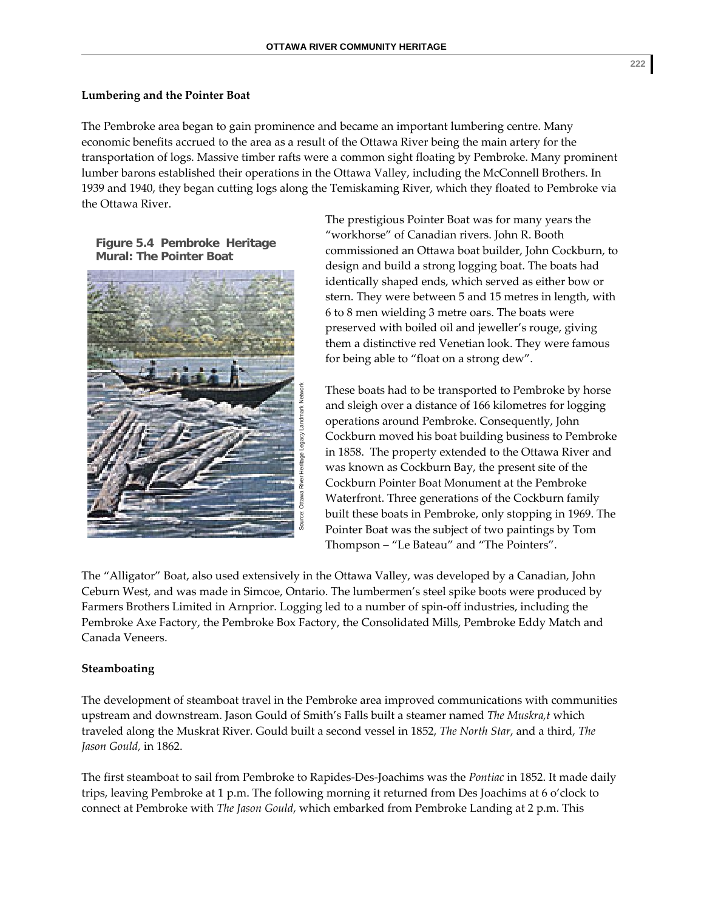### Lumbering and the Pointer Boat

The Pembroke area began to gain prominence and became an important lumbering centre. Many economic benefits accrued to the area as a result of the Ottawa River being the main artery for the transportation of logs. Massive timber rafts were a common sight floating by Pembroke. Many prominent lumber barons established their operations in the Ottawa Valley, including the McConnell Brothers. In 1939 and 1940, they began cutting logs along the Temiskaming River, which they floated to Pembroke via the Ottawa River.

**Figure 5.4 Pembroke Heritage Mural: The Pointer Boat**

Source: Ottawa River Heritage Legacy Landmark Network

The prestigious Pointer Boat was for many years the "workhorse" of Canadian rivers. John R. Booth commissioned an Ottawa boat builder, John Cockburn, to design and build a strong logging boat. The boats had identically shaped ends, which served as either bow or stern. They were between 5 and 15 metres in length, with 6 to 8 men wielding 3 metre oars. The boats were preserved with boiled oil and jeweller's rouge, giving them a distinctive red Venetian look. They were famous for being able to "float on a strong dew".

These boats had to be transported to Pembroke by horse and sleigh over a distance of 166 kilometres for logging operations around Pembroke. Consequently, John Cockburn moved his boat building business to Pembroke in 1858. The property extended to the Ottawa River and was known as Cockburn Bay, the present site of the Cockburn Pointer Boat Monument at the Pembroke Waterfront. Three generations of the Cockburn family built these boats in Pembroke, only stopping in 1969. The Pointer Boat was the subject of two paintings by Tom Thompson – "Le Bateau" and "The Pointers".

The "Alligator" Boat, also used extensively in the Ottawa Valley, was developed by a Canadian, John Ceburn West, and was made in Simcoe, Ontario. The lumbermen's steel spike boots were produced by Farmers Brothers Limited in Arnprior. Logging led to a number of spin-off industries, including the Pembroke Axe Factory, the Pembroke Box Factory, the Consolidated Mills, Pembroke Eddy Match and Canada Veneers.

### Steamboating

The development of steamboat travel in the Pembroke area improved communications with communities upstream and downstream. Jason Gould of Smith's Falls built a steamer named *The Muskra,t* which traveled along the Muskrat River. Gould built a second vessel in 1852, *The North Star*, and a third, *The Jason Gould,* in 1862.

The first steamboat to sail from Pembroke to Rapides-Des-Joachims was the *Pontiac* in 1852. It made daily trips, leaving Pembroke at 1 p.m. The following morning it returned from Des Joachims at 6 o'clock to connect at Pembroke with *The Jason Gould*, which embarked from Pembroke Landing at 2 p.m. This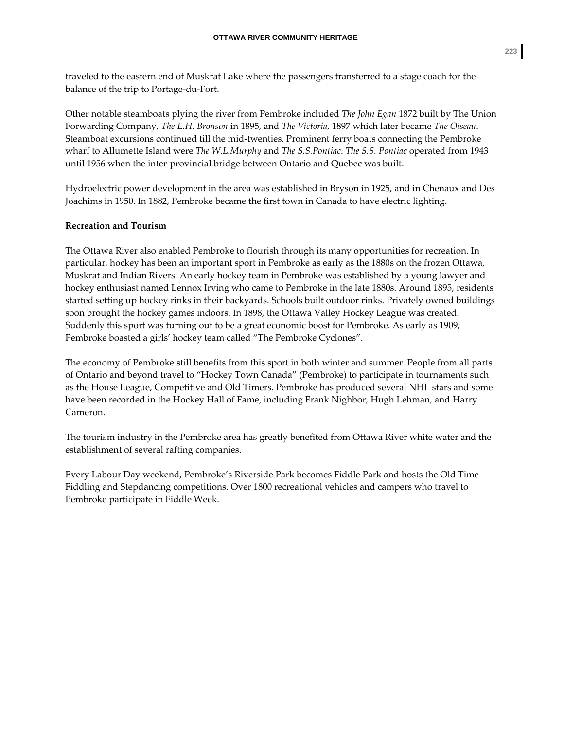traveled to the eastern end of Muskrat Lake where the passengers transferred to a stage coach for the balance of the trip to Portage-du-Fort.

Other notable steamboats plying the river from Pembroke included *The John Egan* 1872 built by The Union Forwarding Company, *The E.H. Bronson* in 1895, and *The Victoria*, 1897 which later became *The Oiseau*. Steamboat excursions continued till the mid-twenties. Prominent ferry boats connecting the Pembroke wharf to Allumette Island were *The W.L.Murphy* and *The S.S.Pontiac*. *The S.S. Pontiac* operated from 1943 until 1956 when the inter-provincial bridge between Ontario and Quebec was built.

Hydroelectric power development in the area was established in Bryson in 1925, and in Chenaux and Des Joachims in 1950. In 1882, Pembroke became the first town in Canada to have electric lighting.

**Recreation and Tourism**

The Ottawa River also enabled Pembroke to flourish through its many opportunities for recreation. In particular, hockey has been an important sport in Pembroke as early as the 1880s on the frozen Ottawa, Muskrat and Indian Rivers. An early hockey team in Pembroke was established by a young lawyer and hockey enthusiast named Lennox Irving who came to Pembroke in the late 1880s. Around 1895, residents started setting up hockey rinks in their backyards. Schools built outdoor rinks. Privately owned buildings soon brought the hockey games indoors. In 1898, the Ottawa Valley Hockey League was created. Suddenly this sport was turning out to be a great economic boost for Pembroke. As early as 1909, Pembroke boasted a girls' hockey team called "The Pembroke Cyclones".

The economy of Pembroke still benefits from this sport in both winter and summer. People from all parts of Ontario and beyond travel to "Hockey Town Canada" (Pembroke) to participate in tournaments such as the House League, Competitive and Old Timers. Pembroke has produced several NHL stars and some have been recorded in the Hockey Hall of Fame, including Frank Nighbor, Hugh Lehman, and Harry Cameron.

The tourism industry in the Pembroke area has greatly benefited from Ottawa River white water and the establishment of several rafting companies.

Every Labour Day weekend, Pembroke's Riverside Park becomes Fiddle Park and hosts the Old Time Fiddling and Stepdancing competitions. Over 1800 recreational vehicles and campers who travel to Pembroke participate in Fiddle Week.